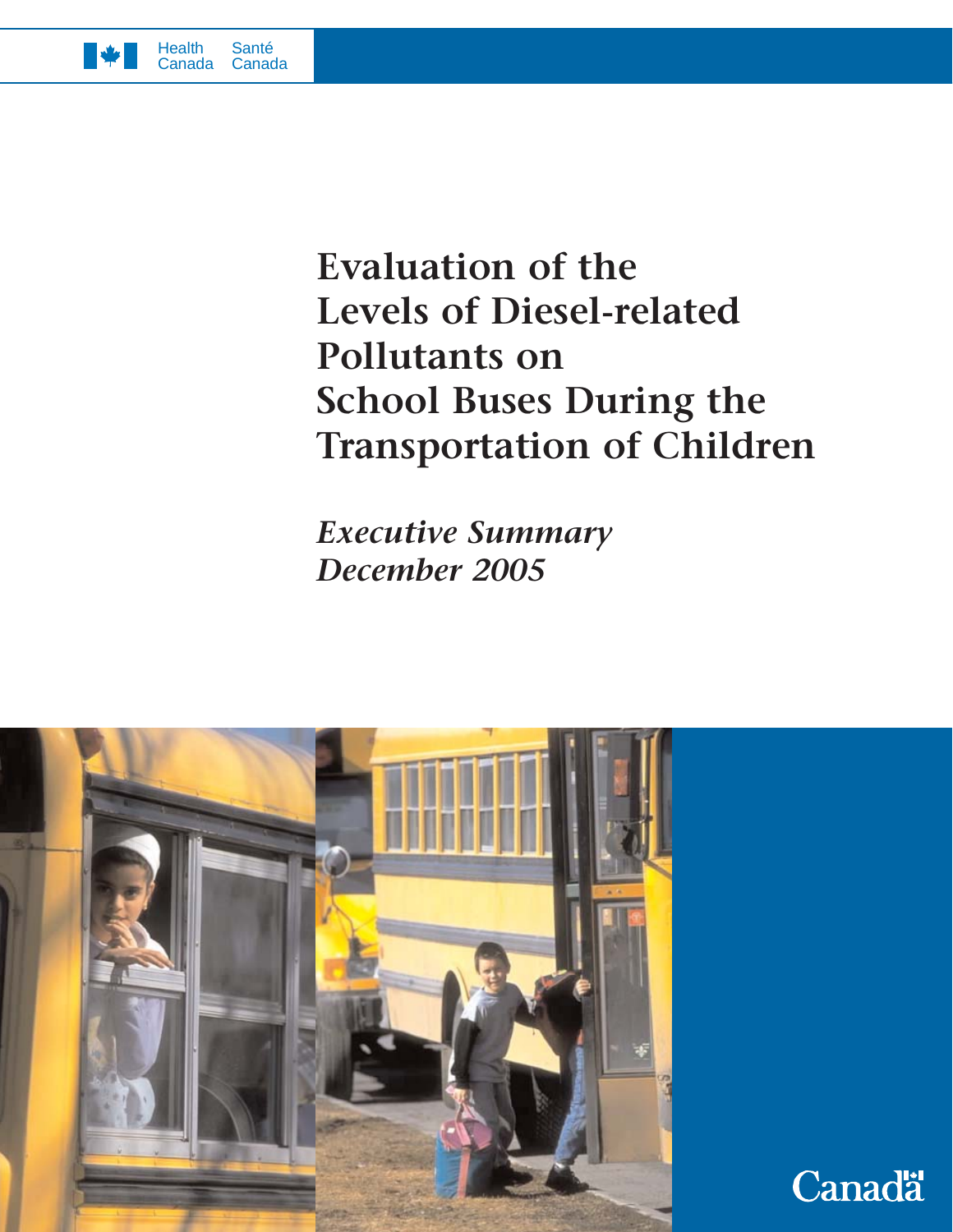Health Canada Santé Canada

# Evaluation of the Levels of Diesel-related Pollutants on School Buses During the Transportation of Children

*Executive Summary*
*December 2005*

Canada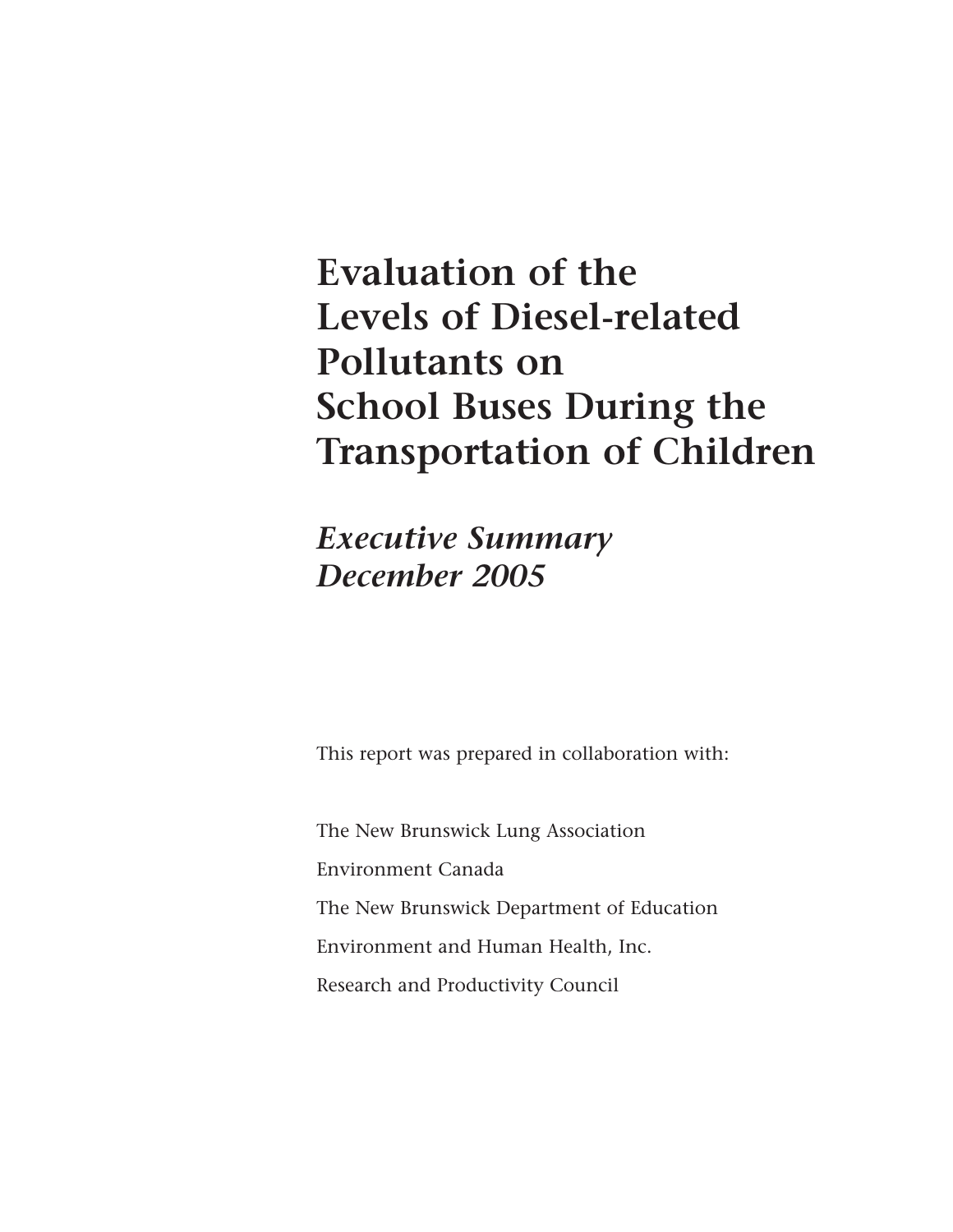# Evaluation of the Levels of Diesel-related Pollutants on School Buses During the Transportation of Children

## *Executive Summary December 2005*

This report was prepared in collaboration with:

The New Brunswick Lung Association

Environment Canada

The New Brunswick Department of Education

Environment and Human Health, Inc.

Research and Productivity Council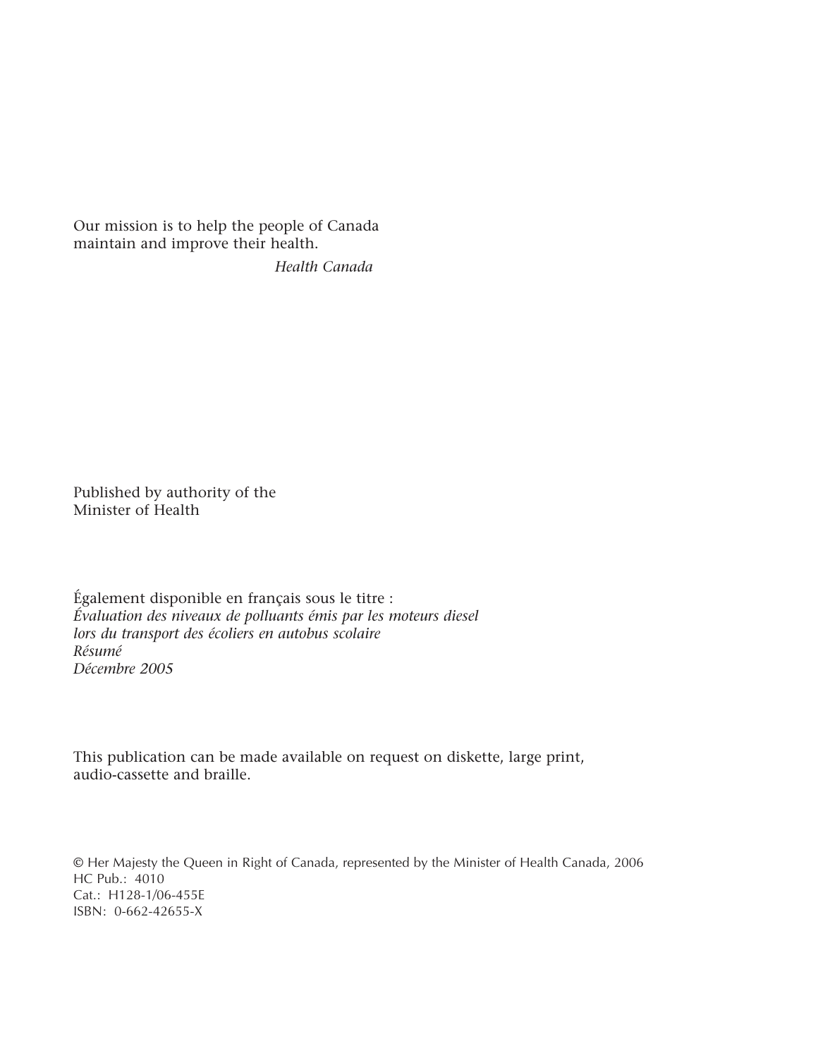Our mission is to help the people of Canada
maintain and improve their health.

*Health Canada*

Published by authority of the
Minister of Health

Également disponible en français sous le titre :
*Évaluation des niveaux de polluants émis par les moteurs diesel*
*lors du transport des écoliers en autobus scolaire*
*Résumé*
*Décembre 2005*

This publication can be made available on request on diskette, large print,
audio-cassette and braille.

© Her Majesty the Queen in Right of Canada, represented by the Minister of Health Canada, 2006
HC Pub.: 4010
Cat.: H128-1/06-455E
ISBN: 0-662-42655-X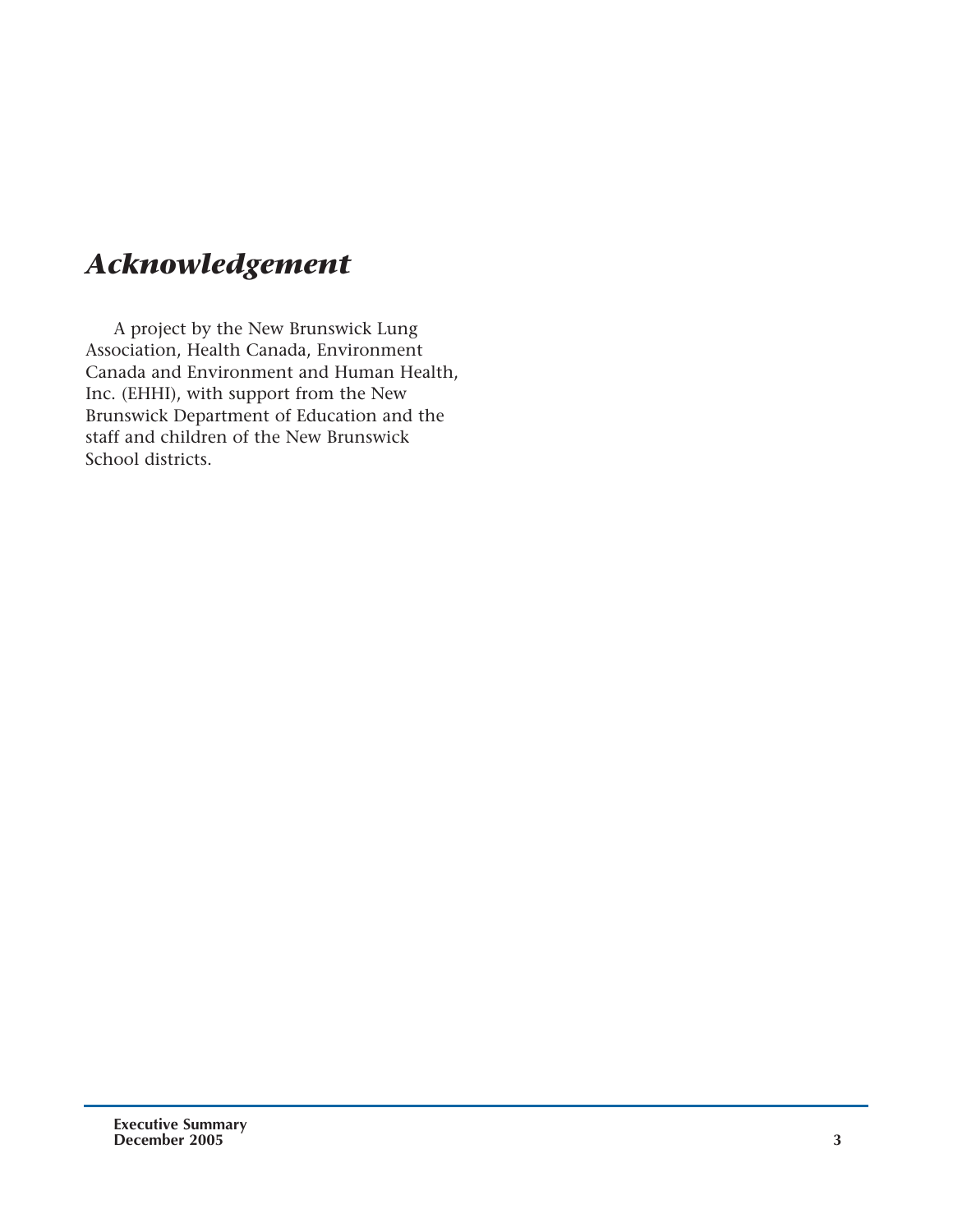# *Acknowledgement*

A project by the New Brunswick Lung Association, Health Canada, Environment Canada and Environment and Human Health, Inc. (EHHI), with support from the New Brunswick Department of Education and the staff and children of the New Brunswick School districts.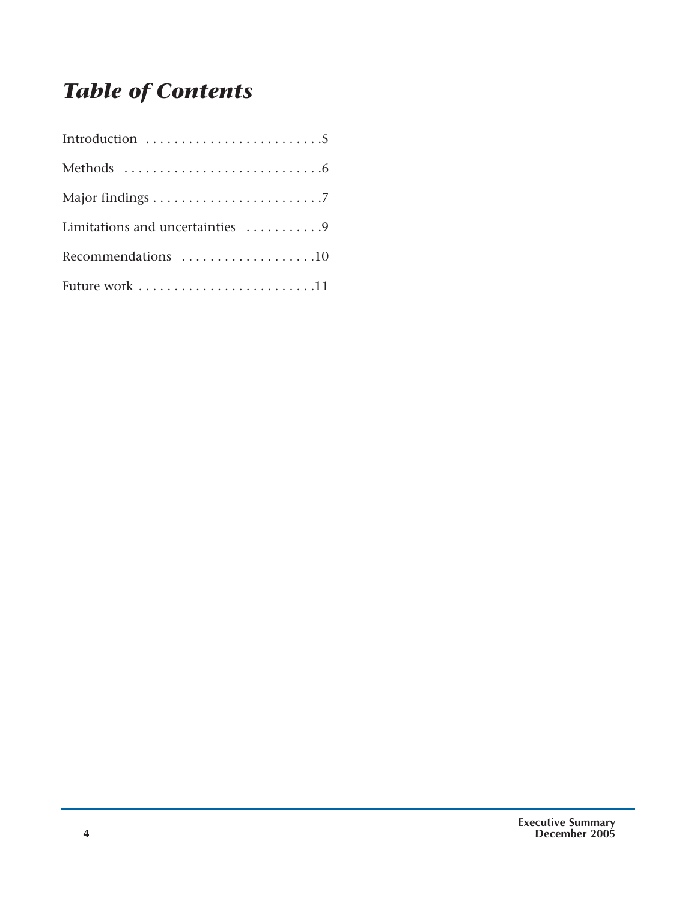# *Table of Contents*

Introduction . . . . . . . . . . . . . . . . . . . . . . . . . .5

Methods . . . . . . . . . . . . . . . . . . . . . . . . . . . . .6

Major findings . . . . . . . . . . . . . . . . . . . . . . . . .7

Limitations and uncertainties . . . . . . . . . . .9

Recommendations . . . . . . . . . . . . . . . . . . .10

Future work . . . . . . . . . . . . . . . . . . . . . . . . .11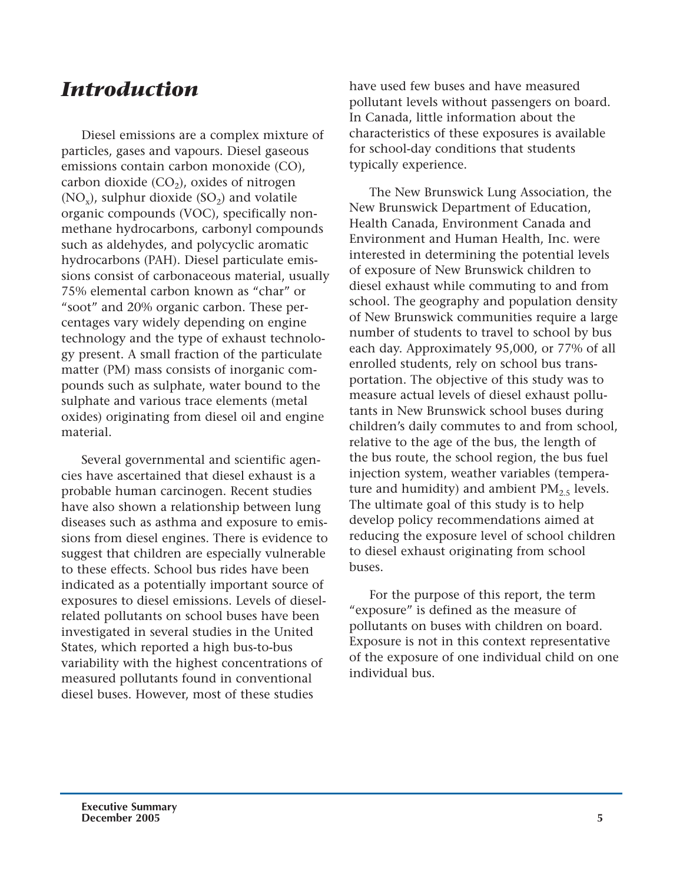# *Introduction*

Diesel emissions are a complex mixture of particles, gases and vapours. Diesel gaseous emissions contain carbon monoxide (CO), carbon dioxide ($CO_2$), oxides of nitrogen ($NO_x$), sulphur dioxide ($SO_2$) and volatile organic compounds (VOC), specifically non-methane hydrocarbons, carbonyl compounds such as aldehydes, and polycyclic aromatic hydrocarbons (PAH). Diesel particulate emissions consist of carbonaceous material, usually 75% elemental carbon known as "char" or "soot" and 20% organic carbon. These percentages vary widely depending on engine technology and the type of exhaust technology present. A small fraction of the particulate matter (PM) mass consists of inorganic compounds such as sulphate, water bound to the sulphate and various trace elements (metal oxides) originating from diesel oil and engine material.

Several governmental and scientific agencies have ascertained that diesel exhaust is a probable human carcinogen. Recent studies have also shown a relationship between lung diseases such as asthma and exposure to emissions from diesel engines. There is evidence to suggest that children are especially vulnerable to these effects. School bus rides have been indicated as a potentially important source of exposures to diesel emissions. Levels of diesel-related pollutants on school buses have been investigated in several studies in the United States, which reported a high bus-to-bus variability with the highest concentrations of measured pollutants found in conventional diesel buses. However, most of these studies have used few buses and have measured pollutant levels without passengers on board. In Canada, little information about the characteristics of these exposures is available for school-day conditions that students typically experience.

The New Brunswick Lung Association, the New Brunswick Department of Education, Health Canada, Environment Canada and Environment and Human Health, Inc. were interested in determining the potential levels of exposure of New Brunswick children to diesel exhaust while commuting to and from school. The geography and population density of New Brunswick communities require a large number of students to travel to school by bus each day. Approximately 95,000, or 77% of all enrolled students, rely on school bus transportation. The objective of this study was to measure actual levels of diesel exhaust pollutants in New Brunswick school buses during children's daily commutes to and from school, relative to the age of the bus, the length of the bus route, the school region, the bus fuel injection system, weather variables (temperature and humidity) and ambient $PM_{2.5}$ levels. The ultimate goal of this study is to help develop policy recommendations aimed at reducing the exposure level of school children to diesel exhaust originating from school buses.

For the purpose of this report, the term "exposure" is defined as the measure of pollutants on buses with children on board. Exposure is not in this context representative of the exposure of one individual child on one individual bus.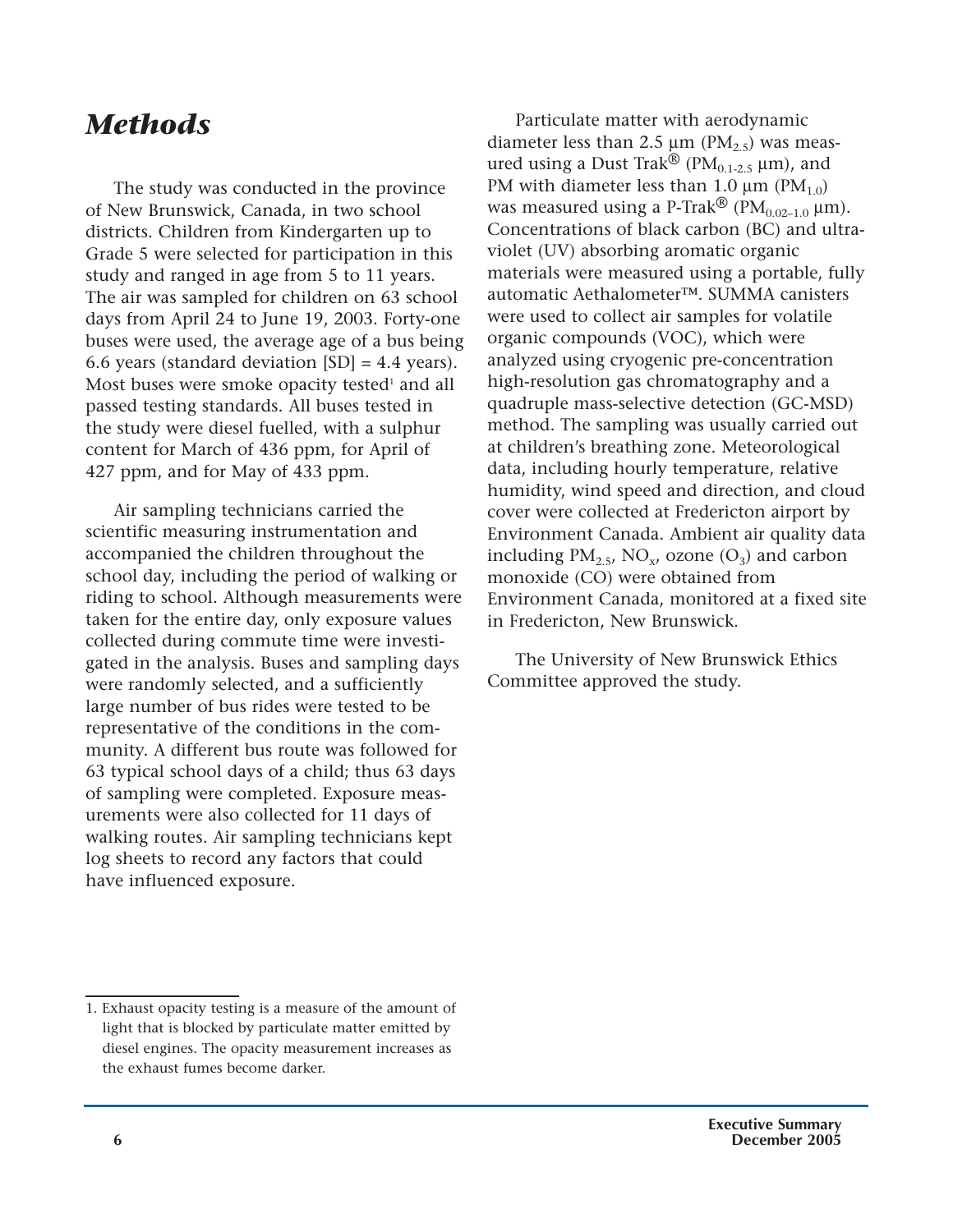## *Methods*

The study was conducted in the province of New Brunswick, Canada, in two school districts. Children from Kindergarten up to Grade 5 were selected for participation in this study and ranged in age from 5 to 11 years. The air was sampled for children on 63 school days from April 24 to June 19, 2003. Forty-one buses were used, the average age of a bus being 6.6 years (standard deviation [SD] = 4.4 years). Most buses were smoke opacity tested[1] and all passed testing standards. All buses tested in the study were diesel fuelled, with a sulphur content for March of 436 ppm, for April of 427 ppm, and for May of 433 ppm.

Air sampling technicians carried the scientific measuring instrumentation and accompanied the children throughout the school day, including the period of walking or riding to school. Although measurements were taken for the entire day, only exposure values collected during commute time were investigated in the analysis. Buses and sampling days were randomly selected, and a sufficiently large number of bus rides were tested to be representative of the conditions in the community. A different bus route was followed for 63 typical school days of a child; thus 63 days of sampling were completed. Exposure measurements were also collected for 11 days of walking routes. Air sampling technicians kept log sheets to record any factors that could have influenced exposure.

Particulate matter with aerodynamic diameter less than 2.5 µm ($PM_{2.5}$) was measured using a Dust Trak® ($PM_{0.1\text{-}2.5}$ µm), and PM with diameter less than 1.0 µm ($PM_{1.0}$) was measured using a P-Trak® ($PM_{0.02\text{–}1.0}$ µm). Concentrations of black carbon (BC) and ultraviolet (UV) absorbing aromatic organic materials were measured using a portable, fully automatic Aethalometer™. SUMMA canisters were used to collect air samples for volatile organic compounds (VOC), which were analyzed using cryogenic pre-concentration high-resolution gas chromatography and a quadruple mass-selective detection (GC-MSD) method. The sampling was usually carried out at children's breathing zone. Meteorological data, including hourly temperature, relative humidity, wind speed and direction, and cloud cover were collected at Fredericton airport by Environment Canada. Ambient air quality data including $PM_{2.5}$, $NO_x$, ozone ($O_3$) and carbon monoxide (CO) were obtained from Environment Canada, monitored at a fixed site in Fredericton, New Brunswick.

The University of New Brunswick Ethics Committee approved the study.

---

1. Exhaust opacity testing is a measure of the amount of light that is blocked by particulate matter emitted by diesel engines. The opacity measurement increases as the exhaust fumes become darker.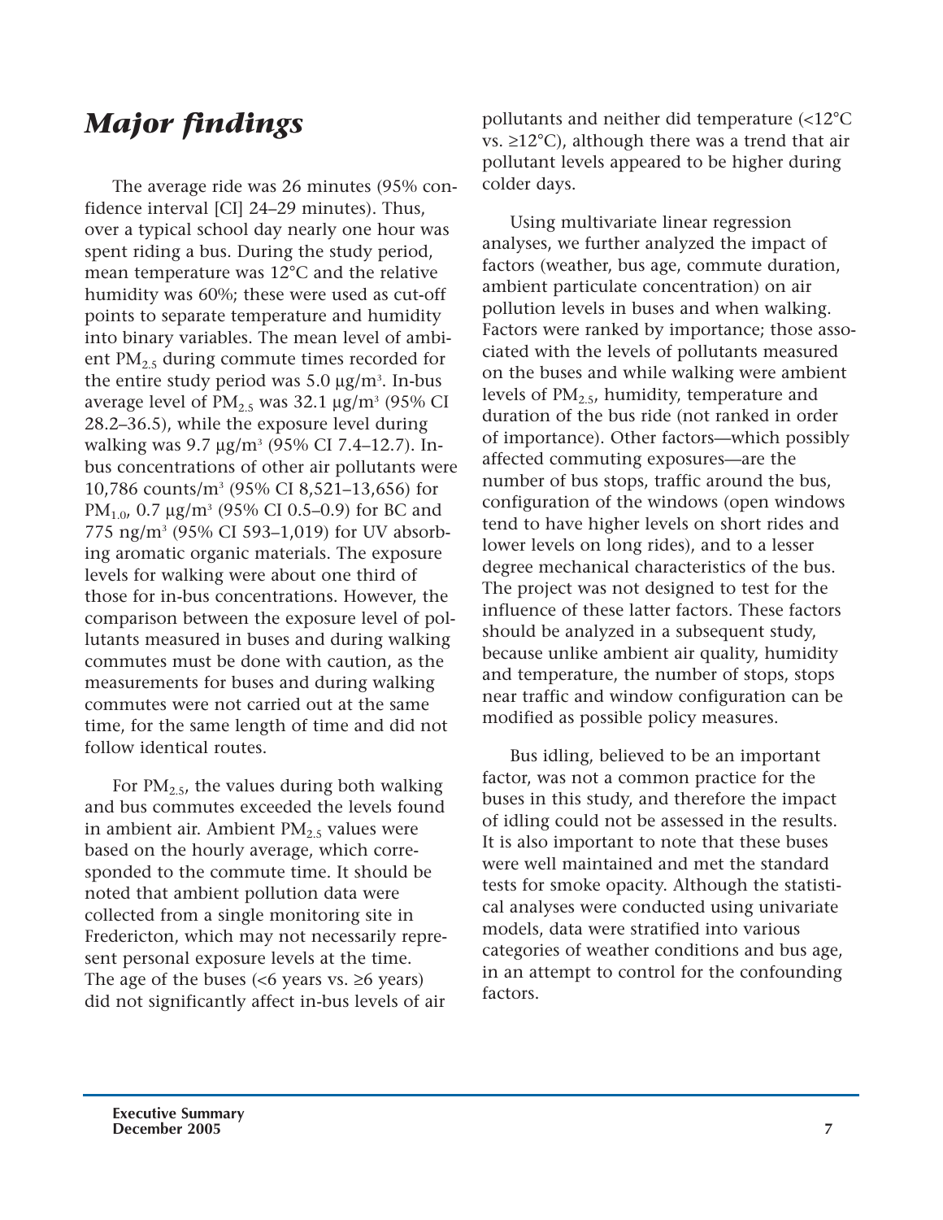# *Major findings*

The average ride was 26 minutes (95% confidence interval [CI] 24–29 minutes). Thus, over a typical school day nearly one hour was spent riding a bus. During the study period, mean temperature was 12°C and the relative humidity was 60%; these were used as cut-off points to separate temperature and humidity into binary variables. The mean level of ambient $PM_{2.5}$ during commute times recorded for the entire study period was 5.0 µg/m³. In-bus average level of $PM_{2.5}$ was 32.1 µg/m³ (95% CI 28.2–36.5), while the exposure level during walking was 9.7 µg/m³ (95% CI 7.4–12.7). In-bus concentrations of other air pollutants were 10,786 counts/m³ (95% CI 8,521–13,656) for $PM_{1.0}$, 0.7 µg/m³ (95% CI 0.5–0.9) for BC and 775 ng/m³ (95% CI 593–1,019) for UV absorbing aromatic organic materials. The exposure levels for walking were about one third of those for in-bus concentrations. However, the comparison between the exposure level of pollutants measured in buses and during walking commutes must be done with caution, as the measurements for buses and during walking commutes were not carried out at the same time, for the same length of time and did not follow identical routes.

For $PM_{2.5}$, the values during both walking and bus commutes exceeded the levels found in ambient air. Ambient $PM_{2.5}$ values were based on the hourly average, which corresponded to the commute time. It should be noted that ambient pollution data were collected from a single monitoring site in Fredericton, which may not necessarily represent personal exposure levels at the time. The age of the buses (<6 years vs. ≥6 years) did not significantly affect in-bus levels of air pollutants and neither did temperature (<12°C vs. ≥12°C), although there was a trend that air pollutant levels appeared to be higher during colder days.

Using multivariate linear regression analyses, we further analyzed the impact of factors (weather, bus age, commute duration, ambient particulate concentration) on air pollution levels in buses and when walking. Factors were ranked by importance; those associated with the levels of pollutants measured on the buses and while walking were ambient levels of $PM_{2.5}$, humidity, temperature and duration of the bus ride (not ranked in order of importance). Other factors—which possibly affected commuting exposures—are the number of bus stops, traffic around the bus, configuration of the windows (open windows tend to have higher levels on short rides and lower levels on long rides), and to a lesser degree mechanical characteristics of the bus. The project was not designed to test for the influence of these latter factors. These factors should be analyzed in a subsequent study, because unlike ambient air quality, humidity and temperature, the number of stops, stops near traffic and window configuration can be modified as possible policy measures.

Bus idling, believed to be an important factor, was not a common practice for the buses in this study, and therefore the impact of idling could not be assessed in the results. It is also important to note that these buses were well maintained and met the standard tests for smoke opacity. Although the statistical analyses were conducted using univariate models, data were stratified into various categories of weather conditions and bus age, in an attempt to control for the confounding factors.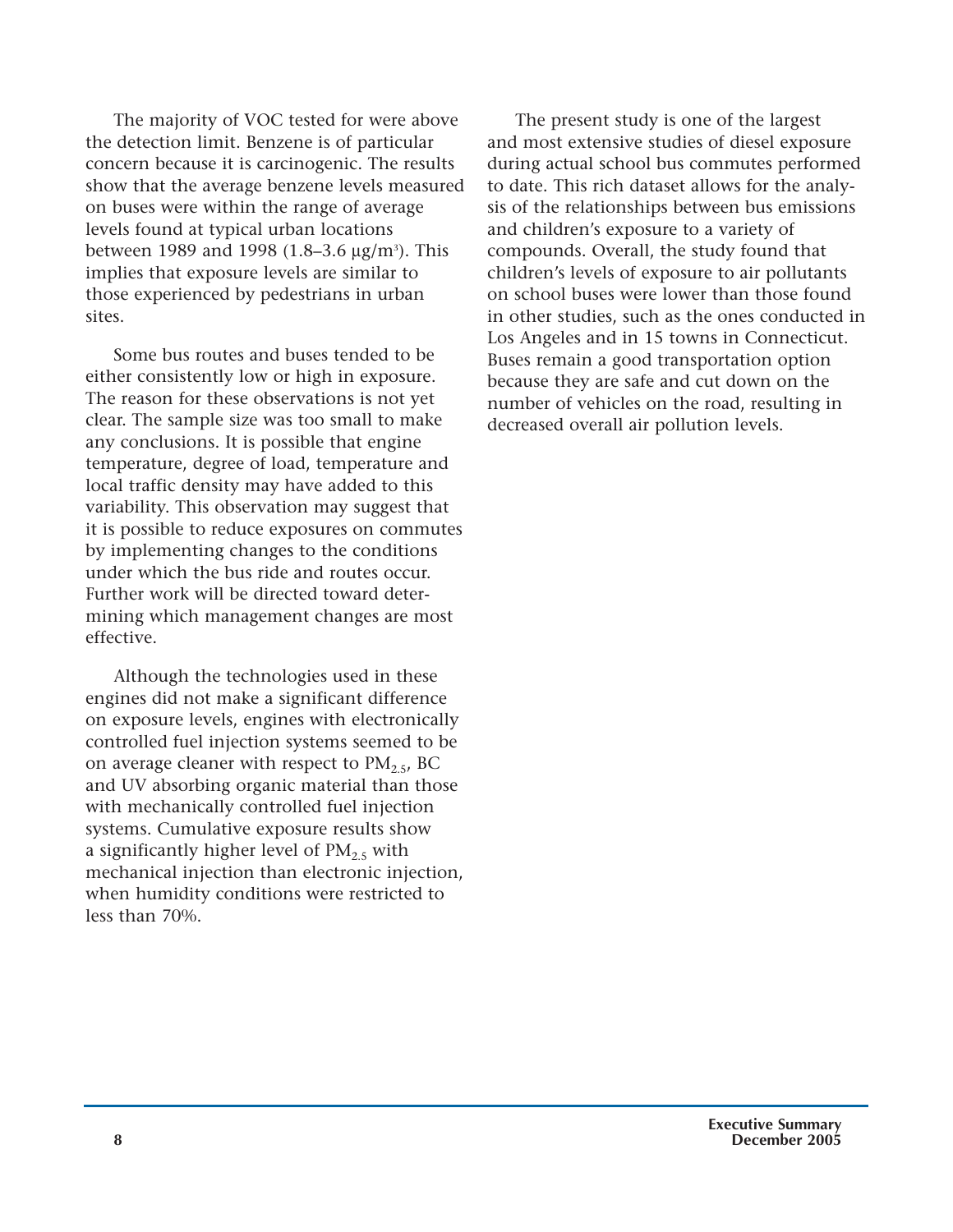The majority of VOC tested for were above the detection limit. Benzene is of particular concern because it is carcinogenic. The results show that the average benzene levels measured on buses were within the range of average levels found at typical urban locations between 1989 and 1998 (1.8–3.6 $\mu g/m^3$). This implies that exposure levels are similar to those experienced by pedestrians in urban sites.

Some bus routes and buses tended to be either consistently low or high in exposure. The reason for these observations is not yet clear. The sample size was too small to make any conclusions. It is possible that engine temperature, degree of load, temperature and local traffic density may have added to this variability. This observation may suggest that it is possible to reduce exposures on commutes by implementing changes to the conditions under which the bus ride and routes occur. Further work will be directed toward determining which management changes are most effective.

Although the technologies used in these engines did not make a significant difference on exposure levels, engines with electronically controlled fuel injection systems seemed to be on average cleaner with respect to $PM_{2.5}$, BC and UV absorbing organic material than those with mechanically controlled fuel injection systems. Cumulative exposure results show a significantly higher level of $PM_{2.5}$ with mechanical injection than electronic injection, when humidity conditions were restricted to less than 70%.

The present study is one of the largest and most extensive studies of diesel exposure during actual school bus commutes performed to date. This rich dataset allows for the analysis of the relationships between bus emissions and children's exposure to a variety of compounds. Overall, the study found that children's levels of exposure to air pollutants on school buses were lower than those found in other studies, such as the ones conducted in Los Angeles and in 15 towns in Connecticut. Buses remain a good transportation option because they are safe and cut down on the number of vehicles on the road, resulting in decreased overall air pollution levels.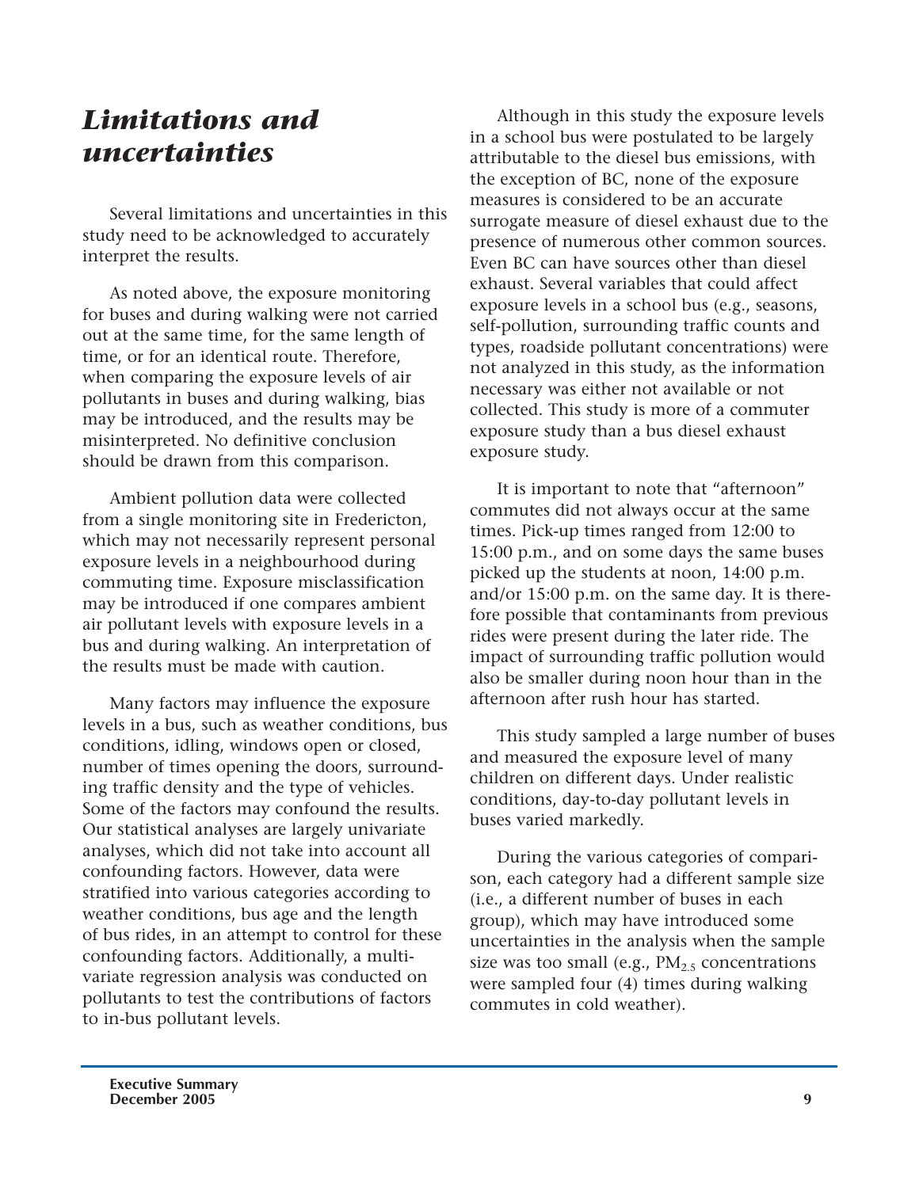## *Limitations and uncertainties*

Several limitations and uncertainties in this study need to be acknowledged to accurately interpret the results.

As noted above, the exposure monitoring for buses and during walking were not carried out at the same time, for the same length of time, or for an identical route. Therefore, when comparing the exposure levels of air pollutants in buses and during walking, bias may be introduced, and the results may be misinterpreted. No definitive conclusion should be drawn from this comparison.

Ambient pollution data were collected from a single monitoring site in Fredericton, which may not necessarily represent personal exposure levels in a neighbourhood during commuting time. Exposure misclassification may be introduced if one compares ambient air pollutant levels with exposure levels in a bus and during walking. An interpretation of the results must be made with caution.

Many factors may influence the exposure levels in a bus, such as weather conditions, bus conditions, idling, windows open or closed, number of times opening the doors, surrounding traffic density and the type of vehicles. Some of the factors may confound the results. Our statistical analyses are largely univariate analyses, which did not take into account all confounding factors. However, data were stratified into various categories according to weather conditions, bus age and the length of bus rides, in an attempt to control for these confounding factors. Additionally, a multivariate regression analysis was conducted on pollutants to test the contributions of factors to in-bus pollutant levels.

Although in this study the exposure levels in a school bus were postulated to be largely attributable to the diesel bus emissions, with the exception of BC, none of the exposure measures is considered to be an accurate surrogate measure of diesel exhaust due to the presence of numerous other common sources. Even BC can have sources other than diesel exhaust. Several variables that could affect exposure levels in a school bus (e.g., seasons, self-pollution, surrounding traffic counts and types, roadside pollutant concentrations) were not analyzed in this study, as the information necessary was either not available or not collected. This study is more of a commuter exposure study than a bus diesel exhaust exposure study.

It is important to note that “afternoon” commutes did not always occur at the same times. Pick-up times ranged from 12:00 to 15:00 p.m., and on some days the same buses picked up the students at noon, 14:00 p.m. and/or 15:00 p.m. on the same day. It is therefore possible that contaminants from previous rides were present during the later ride. The impact of surrounding traffic pollution would also be smaller during noon hour than in the afternoon after rush hour has started.

This study sampled a large number of buses and measured the exposure level of many children on different days. Under realistic conditions, day-to-day pollutant levels in buses varied markedly.

During the various categories of comparison, each category had a different sample size (i.e., a different number of buses in each group), which may have introduced some uncertainties in the analysis when the sample size was too small (e.g., $PM_{2.5}$ concentrations were sampled four (4) times during walking commutes in cold weather).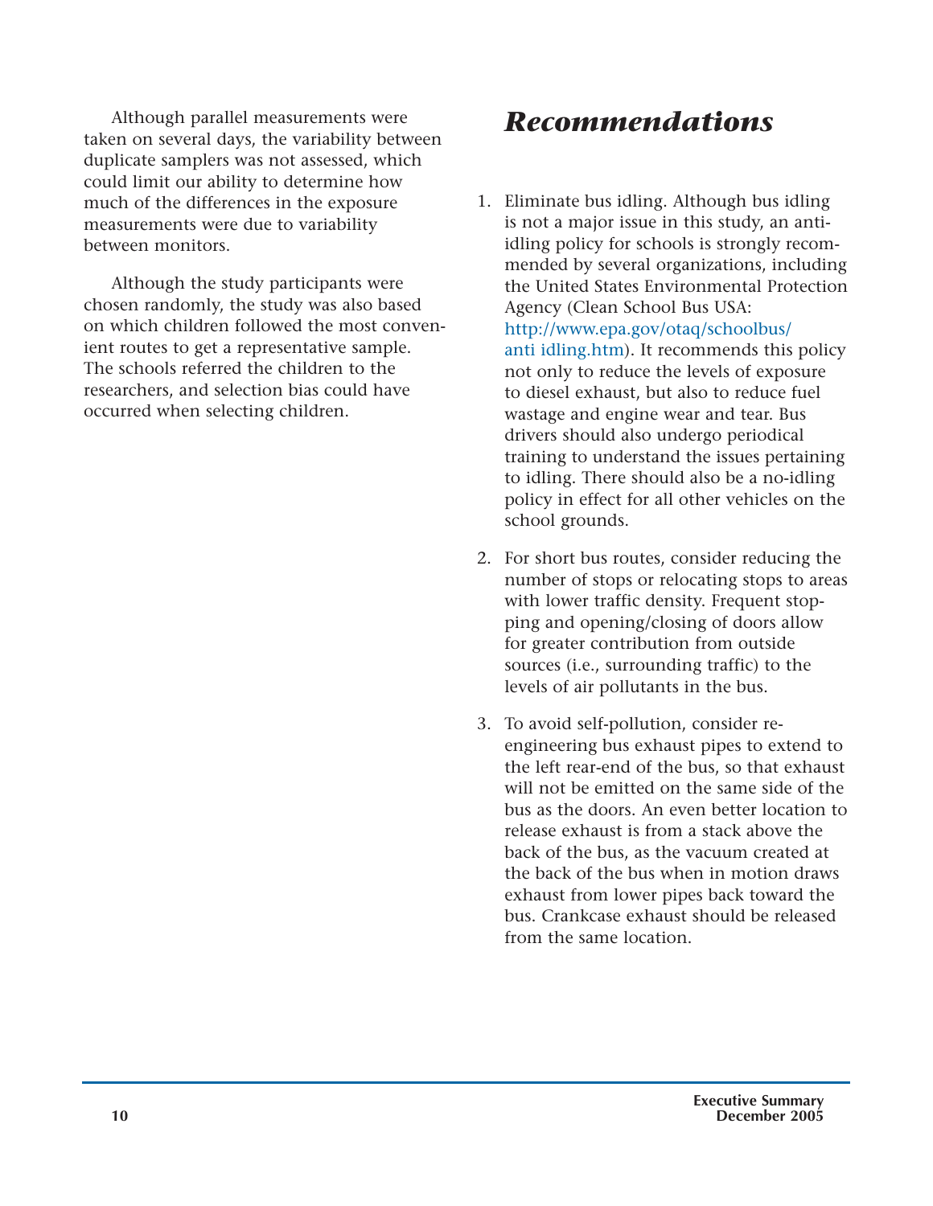Although parallel measurements were taken on several days, the variability between duplicate samplers was not assessed, which could limit our ability to determine how much of the differences in the exposure measurements were due to variability between monitors.

Although the study participants were chosen randomly, the study was also based on which children followed the most convenient routes to get a representative sample. The schools referred the children to the researchers, and selection bias could have occurred when selecting children.

# *Recommendations*

1. Eliminate bus idling. Although bus idling is not a major issue in this study, an anti-idling policy for schools is strongly recommended by several organizations, including the United States Environmental Protection Agency (Clean School Bus USA: http://www.epa.gov/otaq/schoolbus/anti idling.htm). It recommends this policy not only to reduce the levels of exposure to diesel exhaust, but also to reduce fuel wastage and engine wear and tear. Bus drivers should also undergo periodical training to understand the issues pertaining to idling. There should also be a no-idling policy in effect for all other vehicles on the school grounds.

2. For short bus routes, consider reducing the number of stops or relocating stops to areas with lower traffic density. Frequent stopping and opening/closing of doors allow for greater contribution from outside sources (i.e., surrounding traffic) to the levels of air pollutants in the bus.

3. To avoid self-pollution, consider re-engineering bus exhaust pipes to extend to the left rear-end of the bus, so that exhaust will not be emitted on the same side of the bus as the doors. An even better location to release exhaust is from a stack above the back of the bus, as the vacuum created at the back of the bus when in motion draws exhaust from lower pipes back toward the bus. Crankcase exhaust should be released from the same location.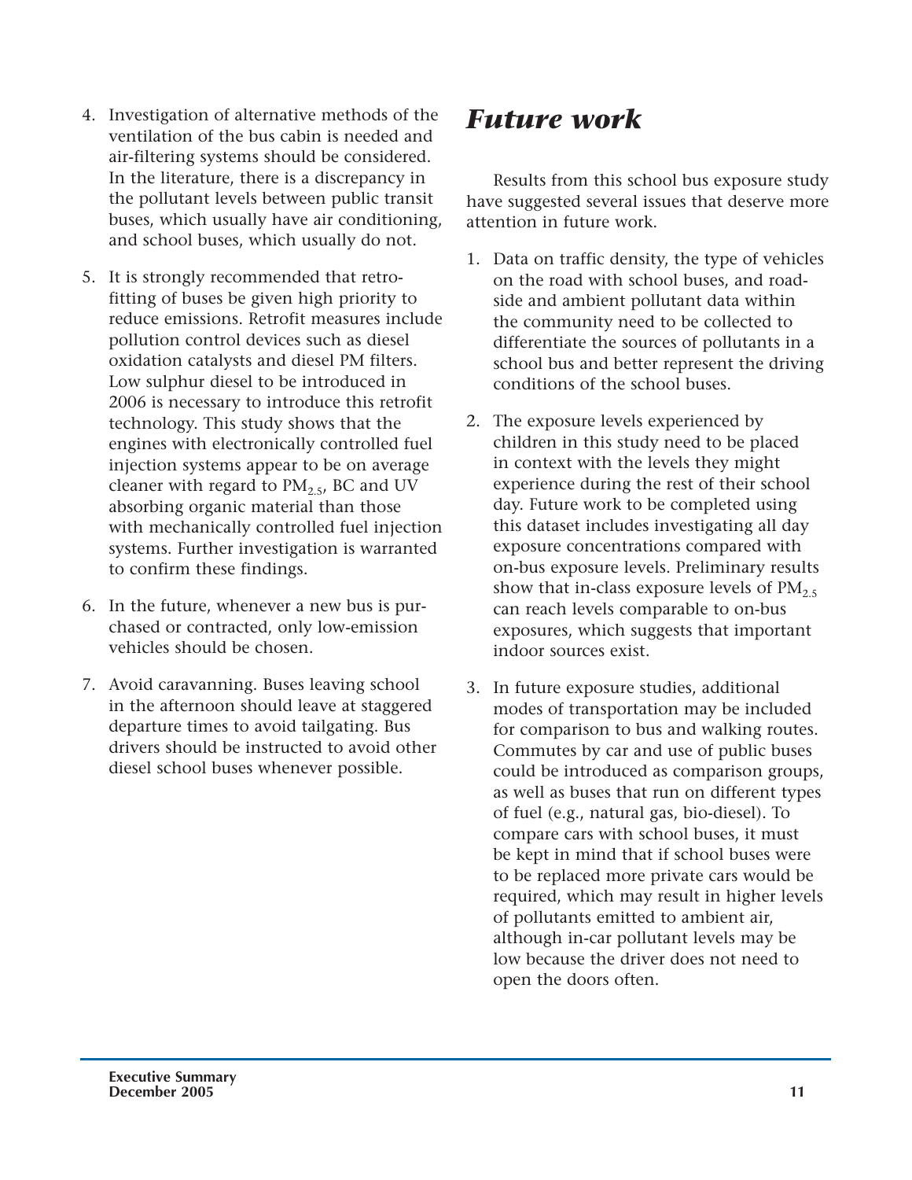4. Investigation of alternative methods of the ventilation of the bus cabin is needed and air-filtering systems should be considered. In the literature, there is a discrepancy in the pollutant levels between public transit buses, which usually have air conditioning, and school buses, which usually do not.

5. It is strongly recommended that retrofitting of buses be given high priority to reduce emissions. Retrofit measures include pollution control devices such as diesel oxidation catalysts and diesel PM filters. Low sulphur diesel to be introduced in 2006 is necessary to introduce this retrofit technology. This study shows that the engines with electronically controlled fuel injection systems appear to be on average cleaner with regard to $PM_{2.5}$, BC and UV absorbing organic material than those with mechanically controlled fuel injection systems. Further investigation is warranted to confirm these findings.

6. In the future, whenever a new bus is purchased or contracted, only low-emission vehicles should be chosen.

7. Avoid caravanning. Buses leaving school in the afternoon should leave at staggered departure times to avoid tailgating. Bus drivers should be instructed to avoid other diesel school buses whenever possible.

## *Future work*

Results from this school bus exposure study have suggested several issues that deserve more attention in future work.

1. Data on traffic density, the type of vehicles on the road with school buses, and roadside and ambient pollutant data within the community need to be collected to differentiate the sources of pollutants in a school bus and better represent the driving conditions of the school buses.

2. The exposure levels experienced by children in this study need to be placed in context with the levels they might experience during the rest of their school day. Future work to be completed using this dataset includes investigating all day exposure concentrations compared with on-bus exposure levels. Preliminary results show that in-class exposure levels of $PM_{2.5}$ can reach levels comparable to on-bus exposures, which suggests that important indoor sources exist.

3. In future exposure studies, additional modes of transportation may be included for comparison to bus and walking routes. Commutes by car and use of public buses could be introduced as comparison groups, as well as buses that run on different types of fuel (e.g., natural gas, bio-diesel). To compare cars with school buses, it must be kept in mind that if school buses were to be replaced more private cars would be required, which may result in higher levels of pollutants emitted to ambient air, although in-car pollutant levels may be low because the driver does not need to open the doors often.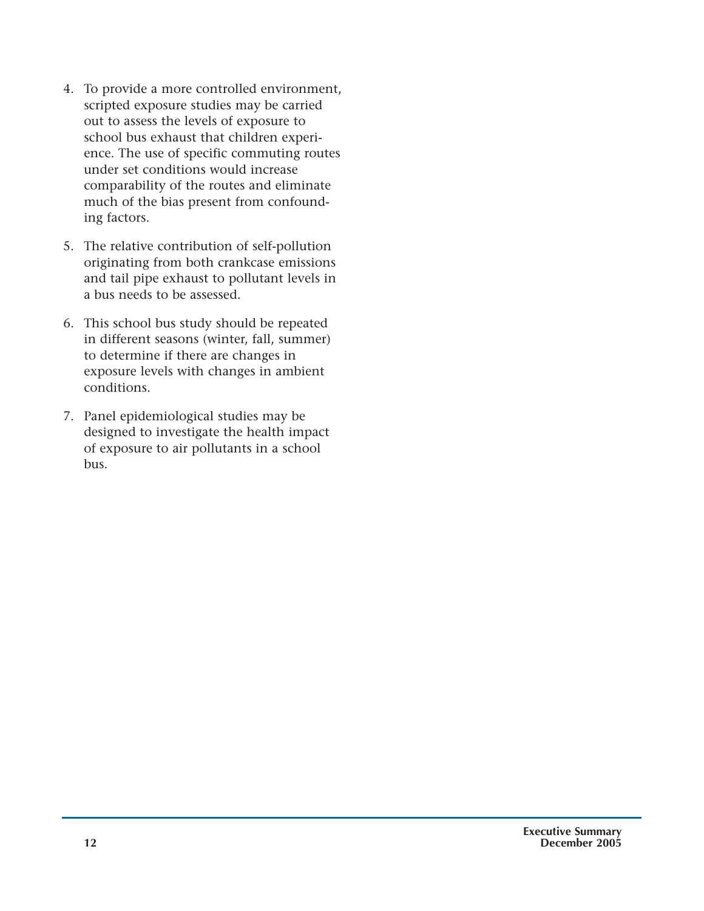4. To provide a more controlled environment, scripted exposure studies may be carried out to assess the levels of exposure to school bus exhaust that children experience. The use of specific commuting routes under set conditions would increase comparability of the routes and eliminate much of the bias present from confounding factors.

5. The relative contribution of self-pollution originating from both crankcase emissions and tail pipe exhaust to pollutant levels in a bus needs to be assessed.

6. This school bus study should be repeated in different seasons (winter, fall, summer) to determine if there are changes in exposure levels with changes in ambient conditions.

7. Panel epidemiological studies may be designed to investigate the health impact of exposure to air pollutants in a school bus.